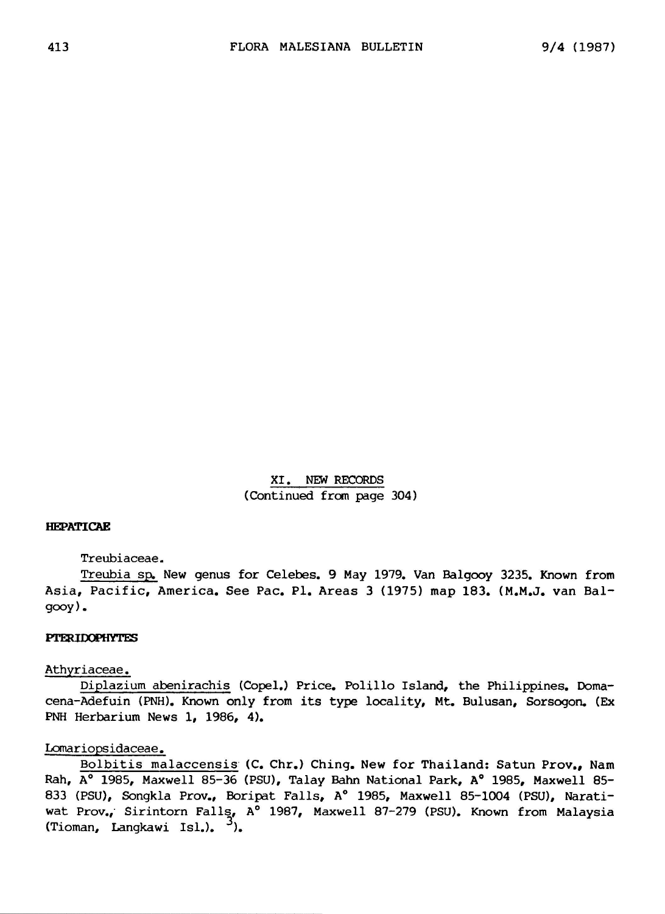## XI. NEW RECORDS

(Continued from page 304)

### HEPATICAE

Treubiaceae.

Treubia sp. New genus for Celebes. 9 May 1979. Van Balgooy 3235. Known from Asia, Pacific, America. See Pac. Pl. Areas 3 (1975) map 183. (M.M.J. van Balgooy).

### PTERIDOPHYTES

Athyriaceae.

Diplazium abenirachis (Copel.) Price. Polillo Island, the Philippines. Domacena-Adefuin (PNH). Known only from its type locality, Mt. Bulusan, Sorsogon. (Ex PNH Herbarium News 1, 1986, 4).

Lomariopsidaceae.

Bolbitis malaccensis (C. Chr.) Ching. New for Thailand: Satun Prov., Nam Rah, A° 1985, Maxwell 85-36 (PSU), Talay Bahn National Park, A° 1985, Maxwell 85-833 (PSU), Songkla Prov., Boripat Falls, A° 1985, Maxwell 85-1004 (PSU), Narathiwat Prov., Sirintorn Falls, A° 1987, Maxwell 87-279 (PSU). Known from Malaysia (Tioman, Langkawi Isl.). [3]).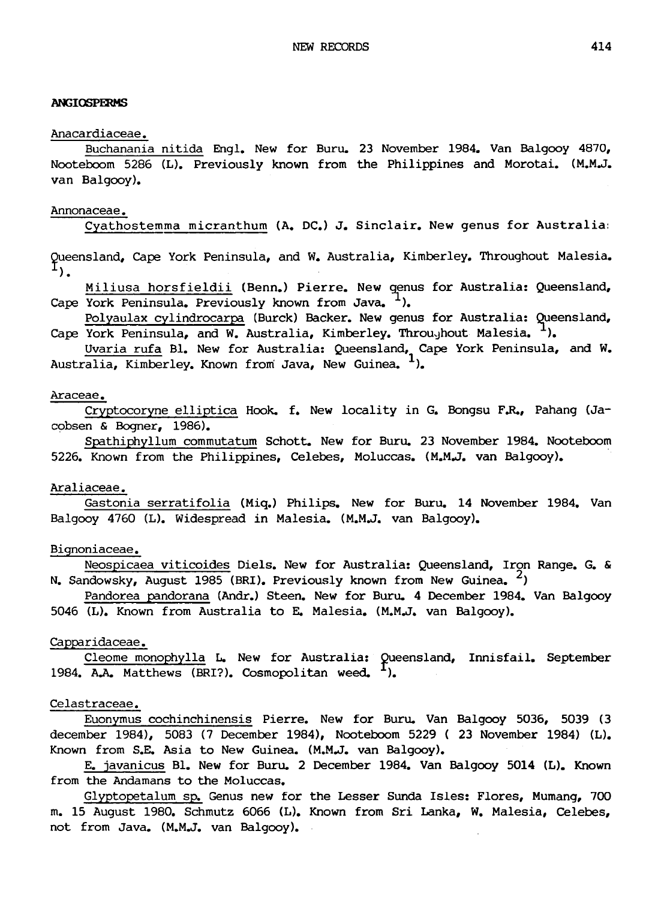## ANGIOSPERMS

Anacardiaceae.

Buchanania nitida Engl. New for Buru. 23 November 1984. Van Balgooy 4870, Nooteboom 5286 (L). Previously known from the Philippines and Morotai. (M.M.J. van Balgooy).

Annonaceae.

Cyathostemma micranthum (A. DC.) J. Sinclair. New genus for Australia: Queensland, Cape York Peninsula, and W. Australia, Kimberley. Throughout Malesia. [1]).

Miliusa horsfieldii (Benn.) Pierre. New genus for Australia: Queensland, Cape York Peninsula. Previously known from Java. [1]).

Polyaulax cylindrocarpa (Burck) Backer. New genus for Australia: Queensland, Cape York Peninsula, and W. Australia, Kimberley. Throughout Malesia. [1]).

Uvaria rufa Bl. New for Australia: Queensland, Cape York Peninsula, and W. Australia, Kimberley. Known from Java, New Guinea. [1]).

Araceae.

Cryptocoryne elliptica Hook. f. New locality in G. Bongsu F.R., Pahang (Jacobsen & Bogner, 1986).

Spathiphyllum commutatum Schott. New for Buru. 23 November 1984. Nooteboom 5226. Known from the Philippines, Celebes, Moluccas. (M.M.J. van Balgooy).

Araliaceae.

Gastonia serratifolia (Miq.) Philips. New for Buru. 14 November 1984. Van Balgooy 4760 (L). Widespread in Malesia. (M.M.J. van Balgooy).

Bignoniaceae.

Neospicaea viticoides Diels. New for Australia: Queensland, Iron Range. G. & N. Sandowsky, August 1985 (BRI). Previously known from New Guinea. [2])

Pandorea pandorana (Andr.) Steen. New for Buru. 4 December 1984. Van Balgooy 5046 (L). Known from Australia to E. Malesia. (M.M.J. van Balgooy).

Capparidaceae.

Cleome monophylla L. New for Australia: Queensland, Innisfail. September 1984. A.A. Matthews (BRI?). Cosmopolitan weed. [1]).

Celastraceae.

Euonymus cochinchinensis Pierre. New for Buru. Van Balgooy 5036, 5039 (3 december 1984), 5083 (7 December 1984), Nooteboom 5229 ( 23 November 1984) (L). Known from S.E. Asia to New Guinea. (M.M.J. van Balgooy).

E. javanicus Bl. New for Buru. 2 December 1984. Van Balgooy 5014 (L). Known from the Andamans to the Moluccas.

Glyptopetalum sp. Genus new for the Lesser Sunda Isles: Flores, Mumang, 700 m. 15 August 1980. Schmutz 6066 (L). Known from Sri Lanka, W. Malesia, Celebes, not from Java. (M.M.J. van Balgooy).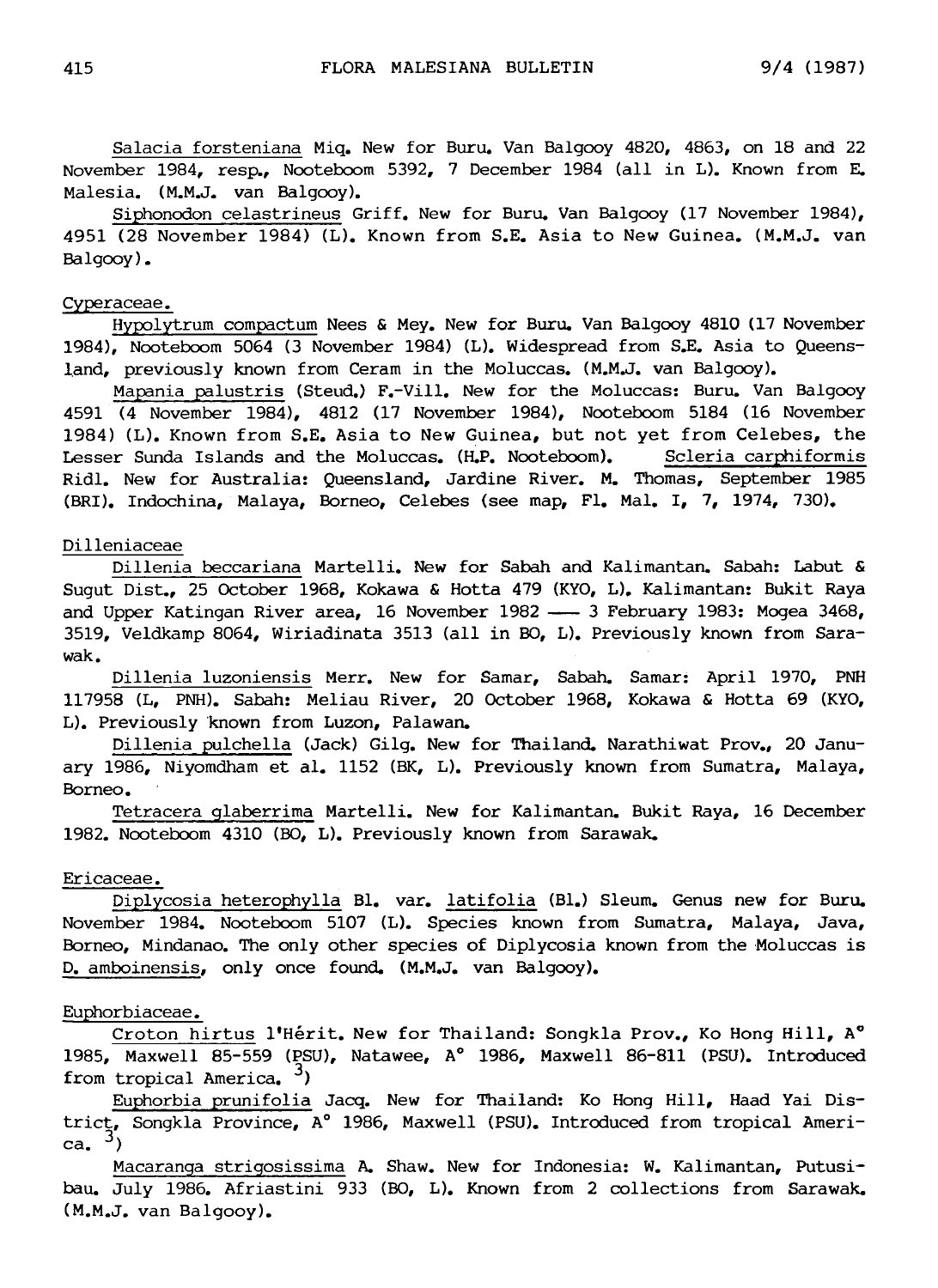Salacia forsteniana Miq. New for Buru. Van Balgooy 4820, 4863, on 18 and 22 November 1984, resp., Nooteboom 5392, 7 December 1984 (all in L). Known from E. Malesia. (M.M.J. van Balgooy).

Siphonodon celastrineus Griff. New for Buru. Van Balgooy (17 November 1984), 4951 (28 November 1984) (L). Known from S.E. Asia to New Guinea. (M.M.J. van Balgooy).

Cyperaceae.

Hypolytrum compactum Nees & Mey. New for Buru. Van Balgooy 4810 (17 November 1984), Nooteboom 5064 (3 November 1984) (L). Widespread from S.E. Asia to Queensland, previously known from Ceram in the Moluccas. (M.M.J. van Balgooy).

Mapania palustris (Steud.) F.-Vill. New for the Moluccas: Buru. Van Balgooy 4591 (4 November 1984), 4812 (17 November 1984), Nooteboom 5184 (16 November 1984) (L). Known from S.E. Asia to New Guinea, but not yet from Celebes, the Lesser Sunda Islands and the Moluccas. (H.P. Nooteboom). Scleria carphiformis Ridl. New for Australia: Queensland, Jardine River. M. Thomas, September 1985 (BRI). Indochina, Malaya, Borneo, Celebes (see map, Fl. Mal. I, 7, 1974, 730).

Dilleniaceae

Dillenia beccariana Martelli. New for Sabah and Kalimantan. Sabah: Labut & Sugut Dist., 25 October 1968, Kokawa & Hotta 479 (KYO, L). Kalimantan: Bukit Raya and Upper Katingan River area, 16 November 1982 — 3 February 1983: Mogea 3468, 3519, Veldkamp 8064, Wiriadinata 3513 (all in BO, L). Previously known from Sarawak.

Dillenia luzoniensis Merr. New for Samar, Sabah. Samar: April 1970, PNH 117958 (L, PNH). Sabah: Meliau River, 20 October 1968, Kokawa & Hotta 69 (KYO, L). Previously known from Luzon, Palawan.

Dillenia pulchella (Jack) Gilg. New for Thailand. Narathiwat Prov., 20 January 1986, Niyomdham et al. 1152 (BK, L). Previously known from Sumatra, Malaya, Borneo.

Tetracera glaberrima Martelli. New for Kalimantan. Bukit Raya, 16 December 1982. Nooteboom 4310 (BO, L). Previously known from Sarawak.

Ericaceae.

Diplycosia heterophylla Bl. var. latifolia (Bl.) Sleum. Genus new for Buru. November 1984. Nooteboom 5107 (L). Species known from Sumatra, Malaya, Java, Borneo, Mindanao. The only other species of Diplycosia known from the Moluccas is D. amboinensis, only once found. (M.M.J. van Balgooy).

Euphorbiaceae.

Croton hirtus l'Hérit. New for Thailand: Songkla Prov., Ko Hong Hill, A° 1985, Maxwell 85-559 (PSU), Natawee, A° 1986, Maxwell 86-811 (PSU). Introduced from tropical America. [3])

Euphorbia prunifolia Jacq. New for Thailand: Ko Hong Hill, Haad Yai District, Songkla Province, A° 1986, Maxwell (PSU). Introduced from tropical America. [3])

Macaranga strigosissima A. Shaw. New for Indonesia: W. Kalimantan, Putusibau. July 1986. Afriastini 933 (BO, L). Known from 2 collections from Sarawak. (M.M.J. van Balgooy).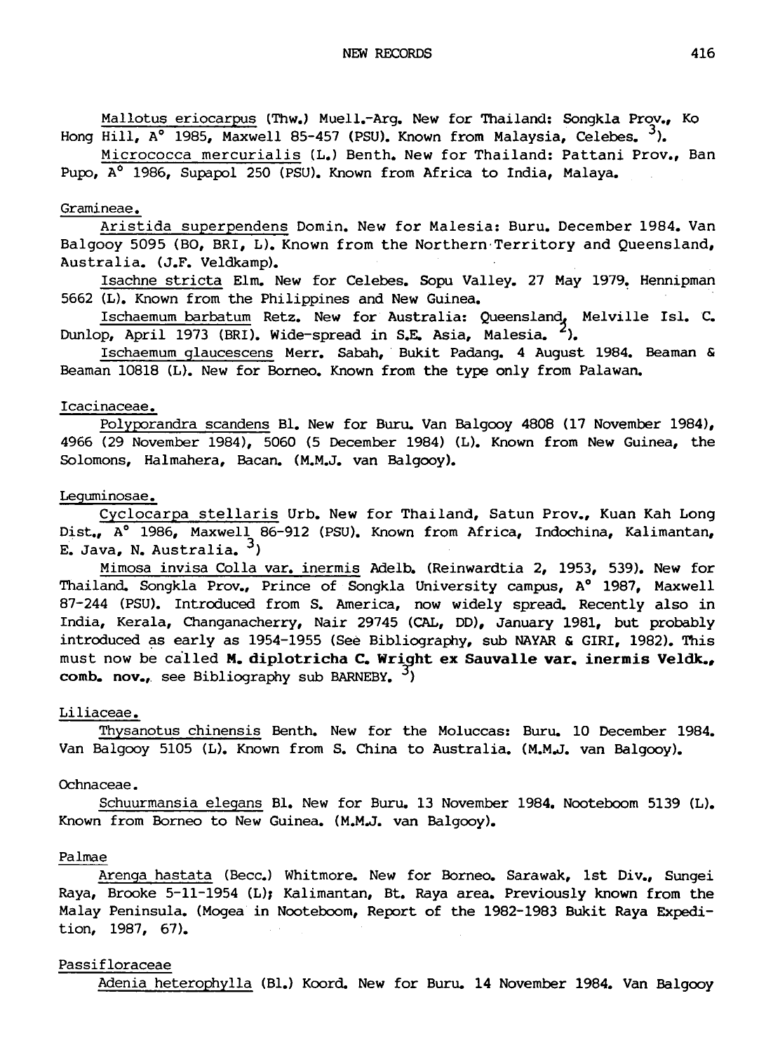Mallotus eriocarpus (Thw.) Muell.-Arg. New for Thailand: Songkla Prov., Ko Hong Hill, A° 1985, Maxwell 85-457 (PSU). Known from Malaysia, Celebes. [3]).

Micrococca mercurialis (L.) Benth. New for Thailand: Pattani Prov., Ban Pupo, A° 1986, Supapol 250 (PSU). Known from Africa to India, Malaya.

Gramineae.

Aristida superpendens Domin. New for Malesia: Buru. December 1984. Van Balgooy 5095 (BO, BRI, L). Known from the Northern Territory and Queensland, Australia. (J.F. Veldkamp).

Isachne stricta Elm. New for Celebes. Sopu Valley. 27 May 1979. Hennipman 5662 (L). Known from the Philippines and New Guinea.

Ischaemum barbatum Retz. New for Australia: Queensland, Melville Isl. C. Dunlop, April 1973 (BRI). Wide-spread in S.E. Asia, Malesia. [2]).

Ischaemum glaucescens Merr. Sabah, Bukit Padang. 4 August 1984. Beaman & Beaman 10818 (L). New for Borneo. Known from the type only from Palawan.

Icacinaceae.

Polyporandra scandens Bl. New for Buru. Van Balgooy 4808 (17 November 1984), 4966 (29 November 1984), 5060 (5 December 1984) (L). Known from New Guinea, the Solomons, Halmahera, Bacan. (M.M.J. van Balgooy).

Leguminosae.

Cyclocarpa stellaris Urb. New for Thailand, Satun Prov., Kuan Kah Long Dist., A° 1986, Maxwell 86-912 (PSU). Known from Africa, Indochina, Kalimantan, E. Java, N. Australia. [3])

Mimosa invisa Colla var. inermis Adelb. (Reinwardtia 2, 1953, 539). New for Thailand. Songkla Prov., Prince of Songkla University campus, A° 1987, Maxwell 87-244 (PSU). Introduced from S. America, now widely spread. Recently also in India, Kerala, Changanacherry, Nair 29745 (CAL, DD), January 1981, but probably introduced as early as 1954-1955 (See Bibliography, sub NAYAR & GIRI, 1982). This must now be called **M. diplotricha C. Wright ex Sauvalle var. inermis Veldk., comb. nov.**, see Bibliography sub BARNEBY. [3])

Liliaceae.

Thysanotus chinensis Benth. New for the Moluccas: Buru. 10 December 1984. Van Balgooy 5105 (L). Known from S. China to Australia. (M.M.J. van Balgooy).

Ochnaceae.

Schuurmansia elegans Bl. New for Buru. 13 November 1984. Nooteboom 5139 (L). Known from Borneo to New Guinea. (M.M.J. van Balgooy).

Palmae

Arenga hastata (Becc.) Whitmore. New for Borneo. Sarawak, 1st Div., Sungei Raya, Brooke 5-11-1954 (L); Kalimantan, Bt. Raya area. Previously known from the Malay Peninsula. (Mogea in Nooteboom, Report of the 1982-1983 Bukit Raya Expedition, 1987, 67).

Passifloraceae

Adenia heterophylla (Bl.) Koord. New for Buru. 14 November 1984. Van Balgooy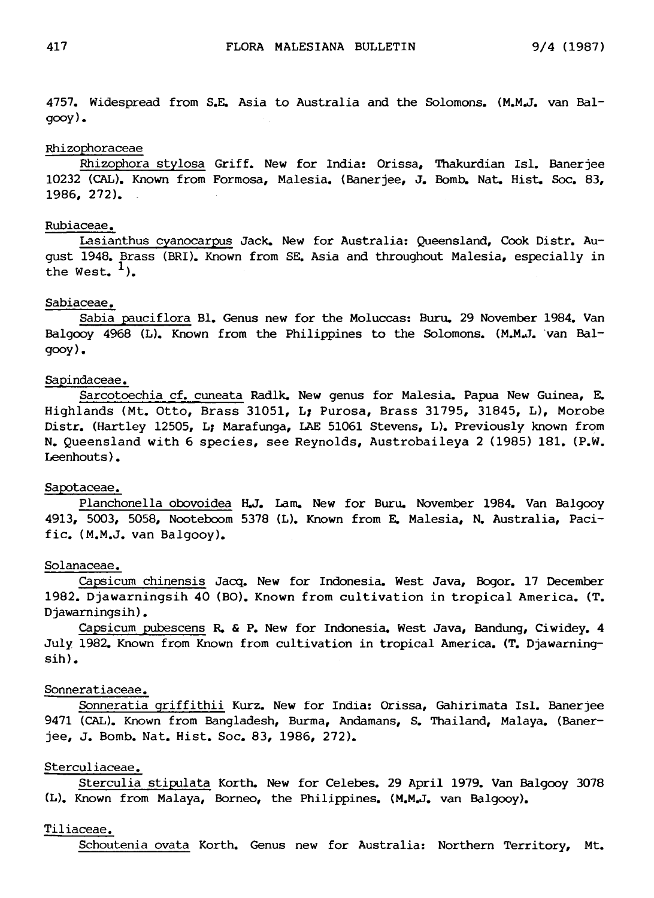4757. Widespread from S.E. Asia to Australia and the Solomons. (M.M.J. van Balgooy).

Rhizophoraceae

Rhizophora stylosa Griff. New for India: Orissa, Thakurdian Isl. Banerjee 10232 (CAL). Known from Formosa, Malesia. (Banerjee, J. Bomb. Nat. Hist. Soc. 83, 1986, 272).

Rubiaceae.

Lasianthus cyanocarpus Jack. New for Australia: Queensland, Cook Distr. August 1948. Brass (BRI). Known from SE. Asia and throughout Malesia, especially in the West. [1]).

Sabiaceae.

Sabia pauciflora Bl. Genus new for the Moluccas: Buru. 29 November 1984. Van Balgooy 4968 (L). Known from the Philippines to the Solomons. (M.M.J. van Balgooy).

Sapindaceae.

Sarcotoechia cf. cuneata Radlk. New genus for Malesia. Papua New Guinea, E. Highlands (Mt. Otto, Brass 31051, L; Purosa, Brass 31795, 31845, L), Morobe Distr. (Hartley 12505, L; Marafunga, LAE 51061 Stevens, L). Previously known from N. Queensland with 6 species, see Reynolds, Austrobaileya 2 (1985) 181. (P.W. Leenhouts).

Sapotaceae.

Planchonella obovoidea H.J. Lam. New for Buru. November 1984. Van Balgooy 4913, 5003, 5058, Nooteboom 5378 (L). Known from E. Malesia, N. Australia, Pacific. (M.M.J. van Balgooy).

Solanaceae.

Capsicum chinensis Jacq. New for Indonesia. West Java, Bogor. 17 December 1982. Djawarningsih 40 (BO). Known from cultivation in tropical America. (T. Djawarningsih).

Capsicum pubescens R. & P. New for Indonesia. West Java, Bandung, Ciwidey. 4 July 1982. Known from Known from cultivation in tropical America. (T. Djawarningsih).

Sonneratiaceae.

Sonneratia griffithii Kurz. New for India: Orissa, Gahirimata Isl. Banerjee 9471 (CAL). Known from Bangladesh, Burma, Andamans, S. Thailand, Malaya. (Banerjee, J. Bomb. Nat. Hist. Soc. 83, 1986, 272).

Sterculiaceae.

Sterculia stipulata Korth. New for Celebes. 29 April 1979. Van Balgooy 3078 (L). Known from Malaya, Borneo, the Philippines. (M.M.J. van Balgooy).

Tiliaceae.

Schoutenia ovata Korth. Genus new for Australia: Northern Territory, Mt.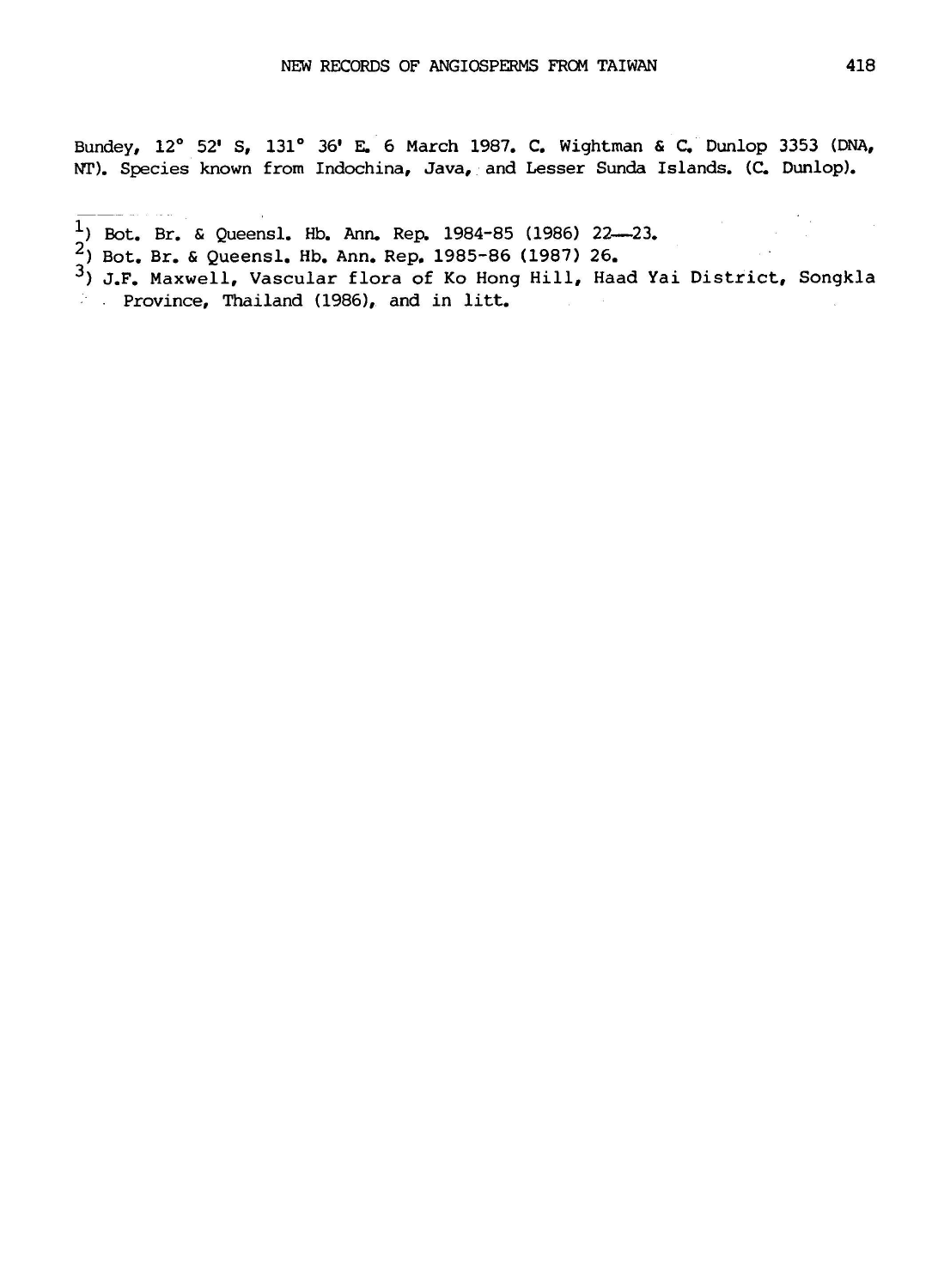Bundey, 12° 52' S, 131° 36' E. 6 March 1987. C. Wightman & C. Dunlop 3353 (DNA, NT). Species known from Indochina, Java, and Lesser Sunda Islands. (C. Dunlop).

---

[1]) Bot. Br. & Queensl. Hb. Ann. Rep. 1984-85 (1986) 22—23.

[2]) Bot. Br. & Queensl. Hb. Ann. Rep. 1985-86 (1987) 26.

[3]) J.F. Maxwell, Vascular flora of Ko Hong Hill, Haad Yai District, Songkla Province, Thailand (1986), and in litt.